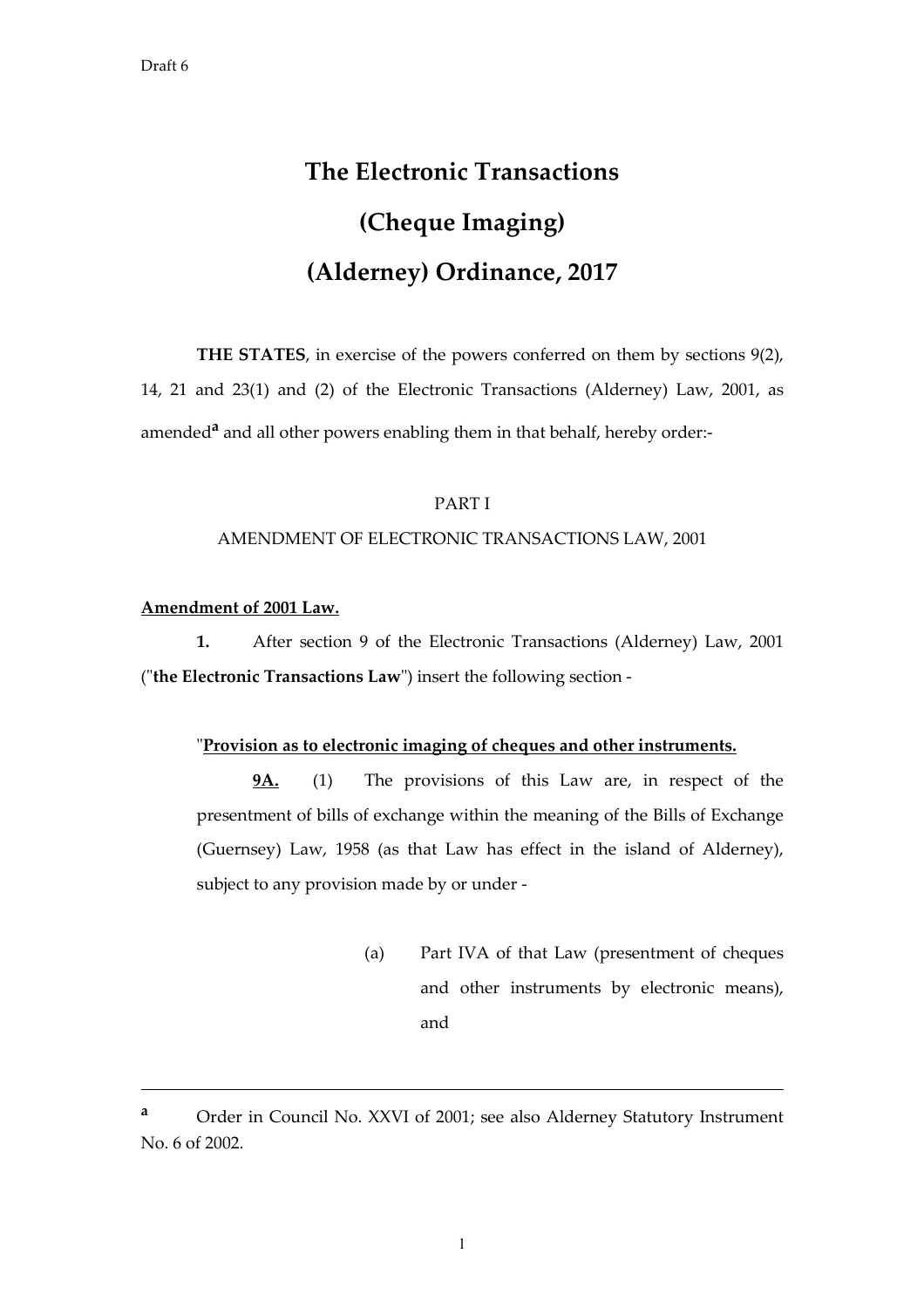Draft 6

# The Electronic Transactions (Cheque Imaging) (Alderney) Ordinance, 2017

**THE STATES**, in exercise of the powers conferred on them by sections 9(2), 14, 21 and 23(1) and (2) of the Electronic Transactions (Alderney) Law, 2001, as amended[a] and all other powers enabling them in that behalf, hereby order:-

PART I

AMENDMENT OF ELECTRONIC TRANSACTIONS LAW, 2001

**Amendment of 2001 Law.**

**1.** After section 9 of the Electronic Transactions (Alderney) Law, 2001 ("**the Electronic Transactions Law**") insert the following section -

"**Provision as to electronic imaging of cheques and other instruments.**

**9A.** (1) The provisions of this Law are, in respect of the presentment of bills of exchange within the meaning of the Bills of Exchange (Guernsey) Law, 1958 (as that Law has effect in the island of Alderney), subject to any provision made by or under -

(a) Part IVA of that Law (presentment of cheques and other instruments by electronic means), and

---

[a] Order in Council No. XXVI of 2001; see also Alderney Statutory Instrument No. 6 of 2002.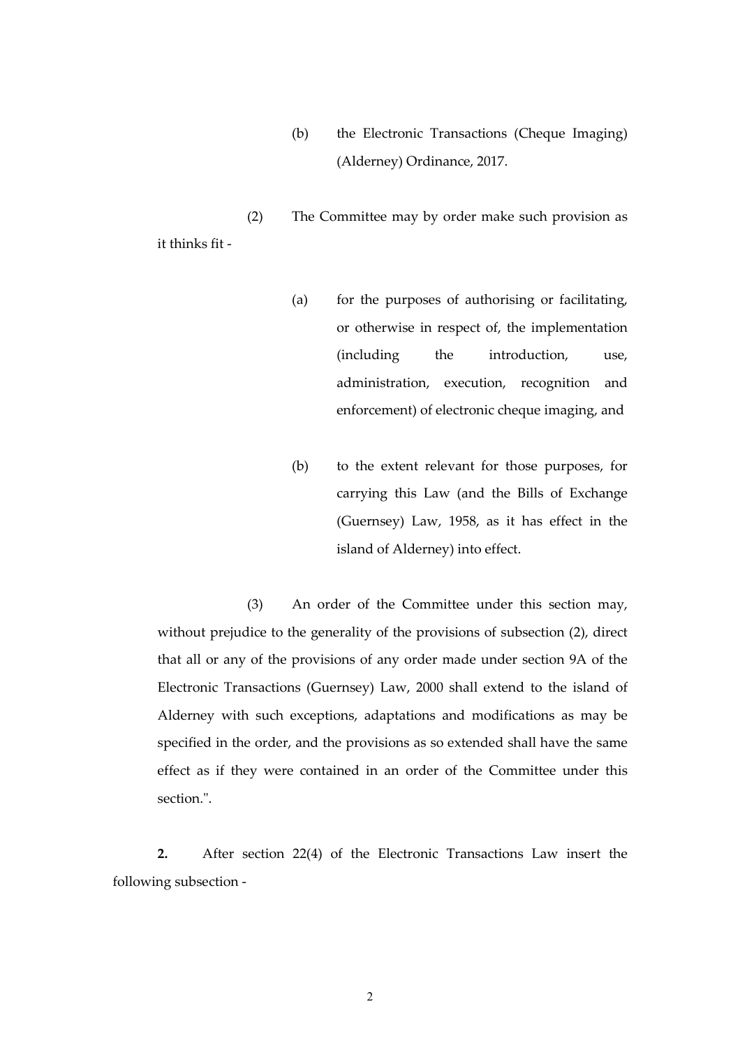(b) the Electronic Transactions (Cheque Imaging) (Alderney) Ordinance, 2017.

(2) The Committee may by order make such provision as it thinks fit -

(a) for the purposes of authorising or facilitating, or otherwise in respect of, the implementation (including the introduction, use, administration, execution, recognition and enforcement) of electronic cheque imaging, and

(b) to the extent relevant for those purposes, for carrying this Law (and the Bills of Exchange (Guernsey) Law, 1958, as it has effect in the island of Alderney) into effect.

(3) An order of the Committee under this section may, without prejudice to the generality of the provisions of subsection (2), direct that all or any of the provisions of any order made under section 9A of the Electronic Transactions (Guernsey) Law, 2000 shall extend to the island of Alderney with such exceptions, adaptations and modifications as may be specified in the order, and the provisions as so extended shall have the same effect as if they were contained in an order of the Committee under this section.".

**2.** After section 22(4) of the Electronic Transactions Law insert the following subsection -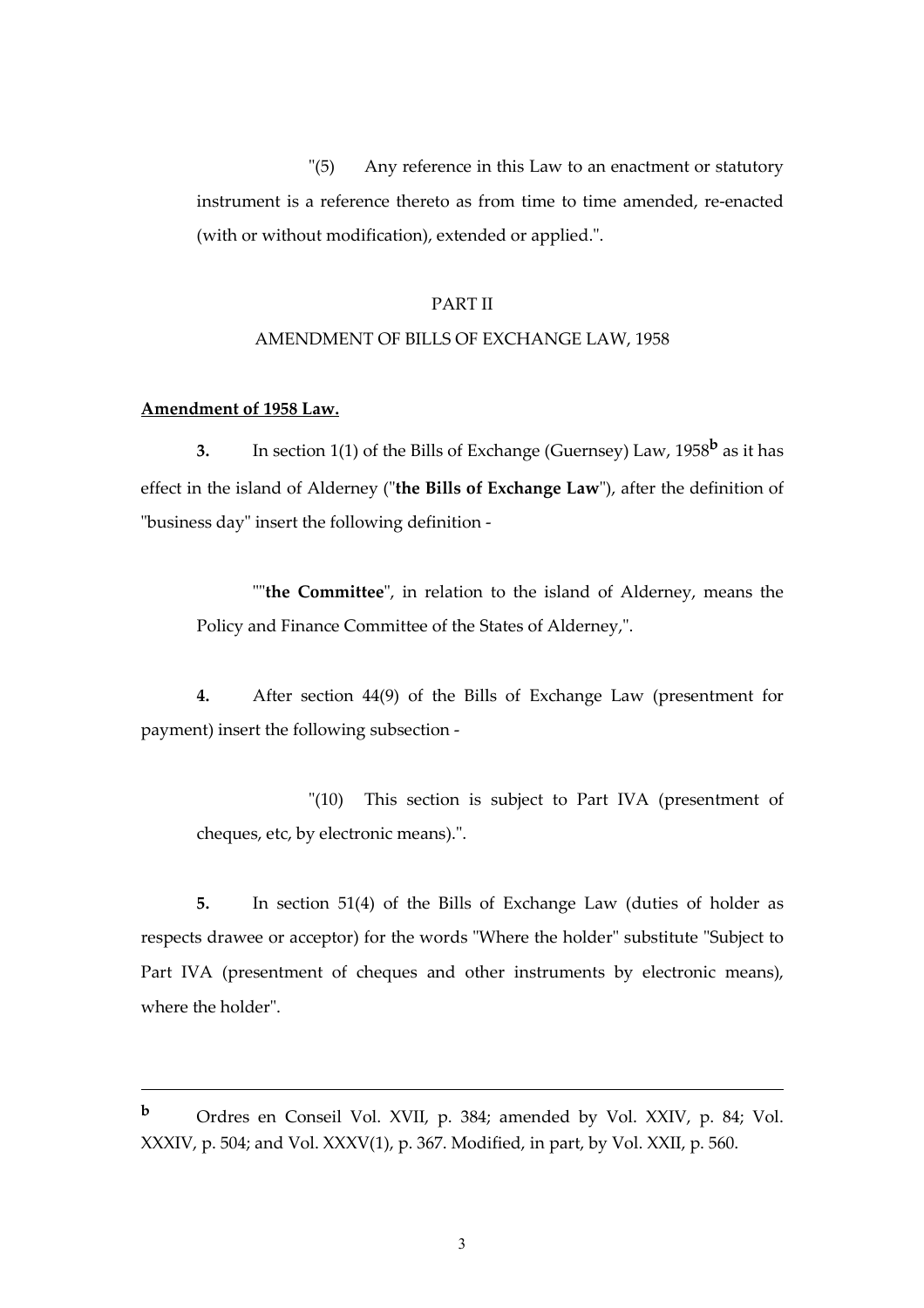"(5) Any reference in this Law to an enactment or statutory instrument is a reference thereto as from time to time amended, re-enacted (with or without modification), extended or applied.".

PART II

AMENDMENT OF BILLS OF EXCHANGE LAW, 1958

**Amendment of 1958 Law.**

**3.** In section 1(1) of the Bills of Exchange (Guernsey) Law, 1958[b] as it has effect in the island of Alderney ("**the Bills of Exchange Law**"), after the definition of "business day" insert the following definition -

""**the Committee**", in relation to the island of Alderney, means the Policy and Finance Committee of the States of Alderney,".

**4.** After section 44(9) of the Bills of Exchange Law (presentment for payment) insert the following subsection -

"(10) This section is subject to Part IVA (presentment of cheques, etc, by electronic means).".

**5.** In section 51(4) of the Bills of Exchange Law (duties of holder as respects drawee or acceptor) for the words "Where the holder" substitute "Subject to Part IVA (presentment of cheques and other instruments by electronic means), where the holder".

---

[b] Ordres en Conseil Vol. XVII, p. 384; amended by Vol. XXIV, p. 84; Vol. XXXIV, p. 504; and Vol. XXXV(1), p. 367. Modified, in part, by Vol. XXII, p. 560.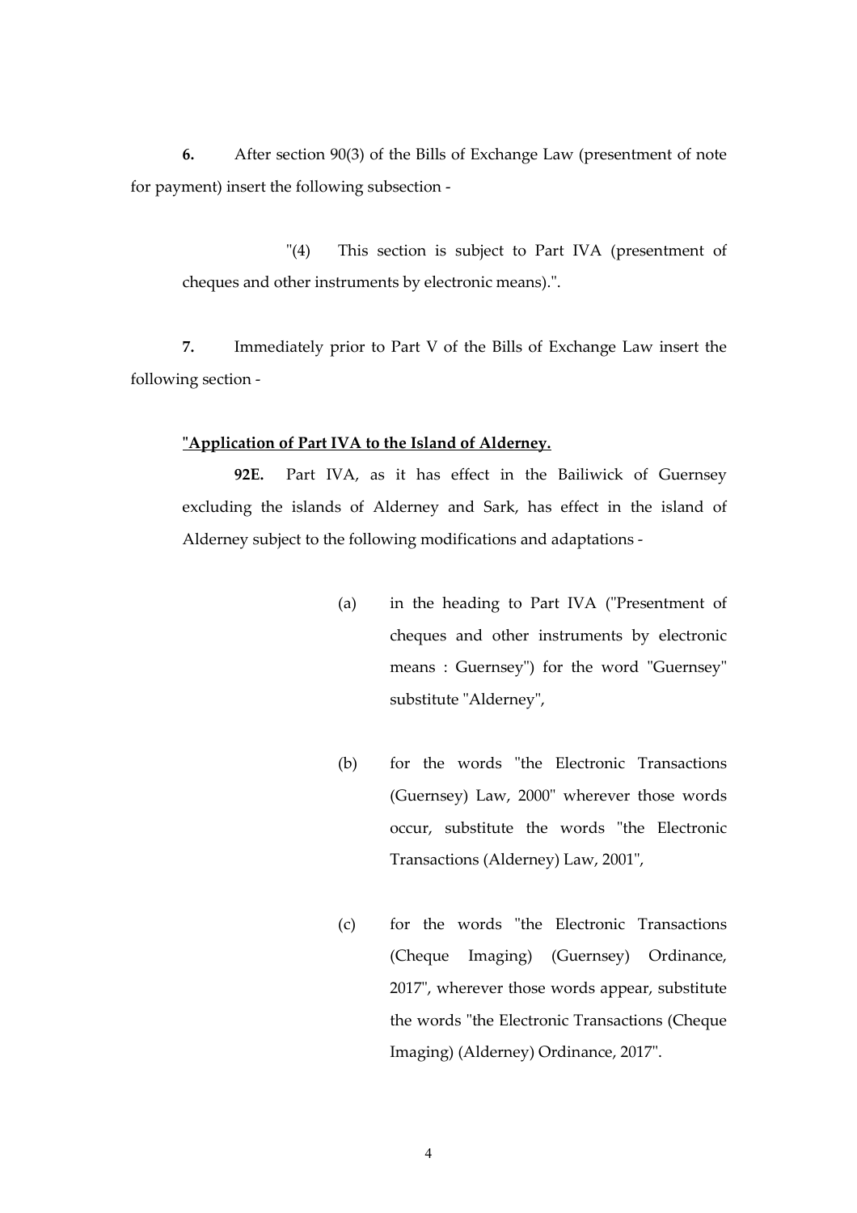**6.** After section 90(3) of the Bills of Exchange Law (presentment of note for payment) insert the following subsection -

> "(4) This section is subject to Part IVA (presentment of cheques and other instruments by electronic means).".

**7.** Immediately prior to Part V of the Bills of Exchange Law insert the following section -

> **"Application of Part IVA to the Island of Alderney.**
>
> **92E.** Part IVA, as it has effect in the Bailiwick of Guernsey excluding the islands of Alderney and Sark, has effect in the island of Alderney subject to the following modifications and adaptations -
>
> (a) in the heading to Part IVA ("Presentment of cheques and other instruments by electronic means : Guernsey") for the word "Guernsey" substitute "Alderney",
>
> (b) for the words "the Electronic Transactions (Guernsey) Law, 2000" wherever those words occur, substitute the words "the Electronic Transactions (Alderney) Law, 2001",
>
> (c) for the words "the Electronic Transactions (Cheque Imaging) (Guernsey) Ordinance, 2017", wherever those words appear, substitute the words "the Electronic Transactions (Cheque Imaging) (Alderney) Ordinance, 2017".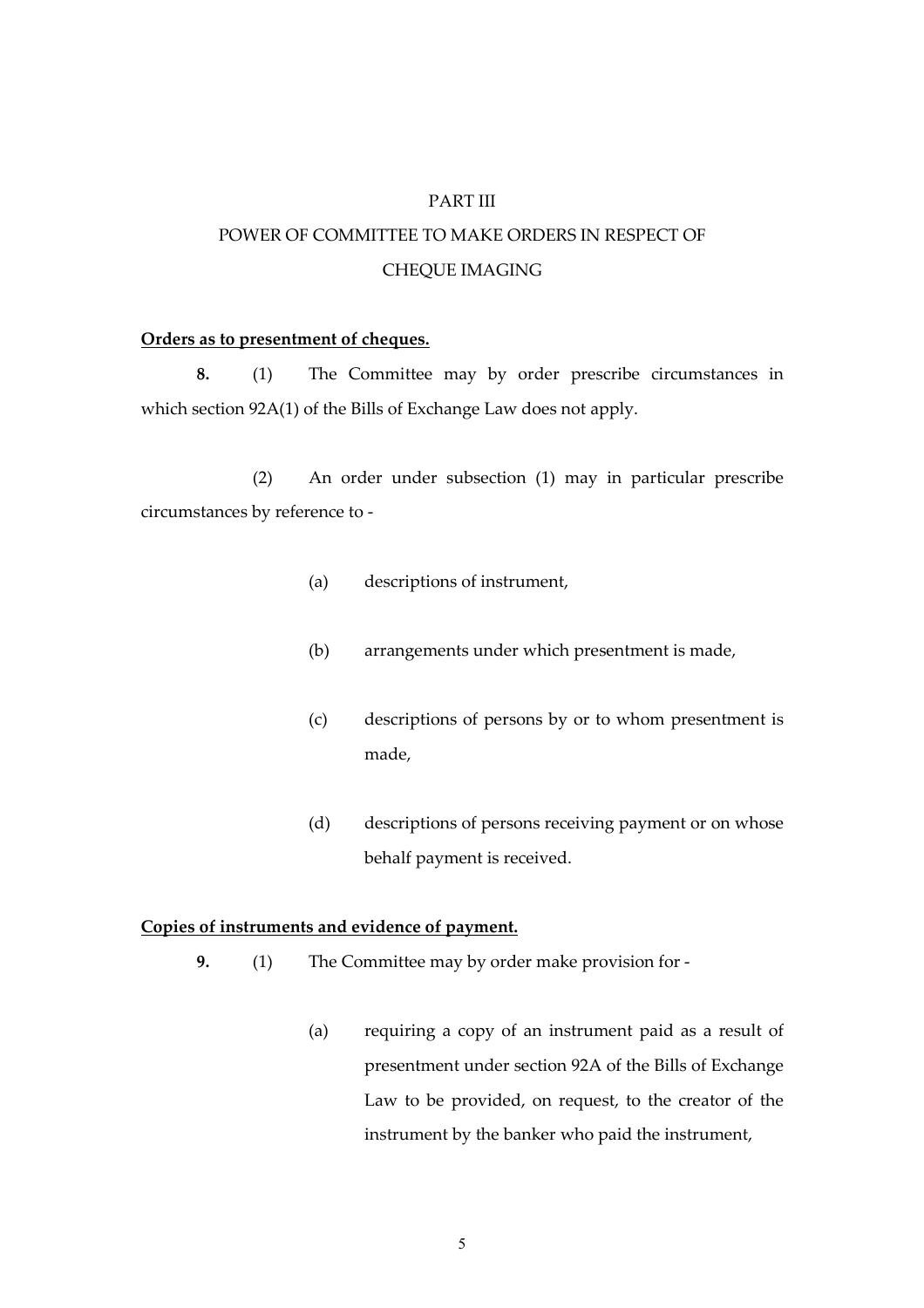# PART III

## POWER OF COMMITTEE TO MAKE ORDERS IN RESPECT OF CHEQUE IMAGING

**Orders as to presentment of cheques.**

**8.** (1) The Committee may by order prescribe circumstances in which section 92A(1) of the Bills of Exchange Law does not apply.

(2) An order under subsection (1) may in particular prescribe circumstances by reference to -

(a) descriptions of instrument,

(b) arrangements under which presentment is made,

(c) descriptions of persons by or to whom presentment is made,

(d) descriptions of persons receiving payment or on whose behalf payment is received.

**Copies of instruments and evidence of payment.**

**9.** (1) The Committee may by order make provision for -

(a) requiring a copy of an instrument paid as a result of presentment under section 92A of the Bills of Exchange Law to be provided, on request, to the creator of the instrument by the banker who paid the instrument,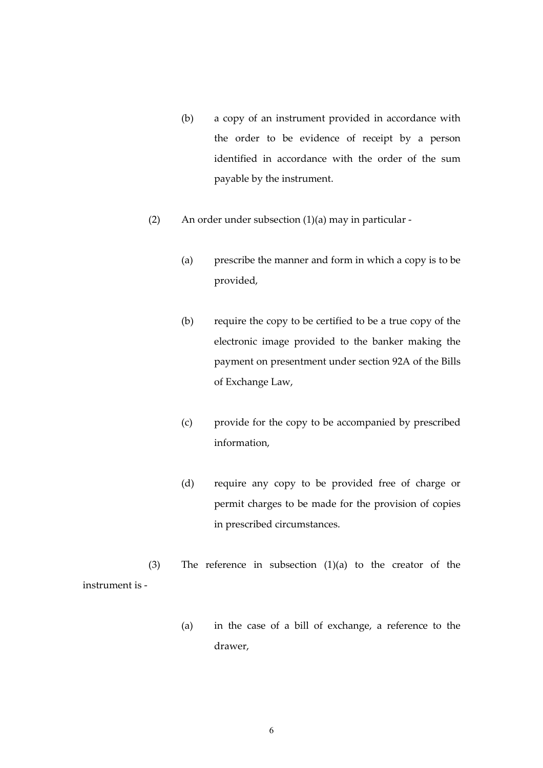(b) a copy of an instrument provided in accordance with the order to be evidence of receipt by a person identified in accordance with the order of the sum payable by the instrument.

(2) An order under subsection (1)(a) may in particular -

(a) prescribe the manner and form in which a copy is to be provided,

(b) require the copy to be certified to be a true copy of the electronic image provided to the banker making the payment on presentment under section 92A of the Bills of Exchange Law,

(c) provide for the copy to be accompanied by prescribed information,

(d) require any copy to be provided free of charge or permit charges to be made for the provision of copies in prescribed circumstances.

(3) The reference in subsection (1)(a) to the creator of the instrument is -

(a) in the case of a bill of exchange, a reference to the drawer,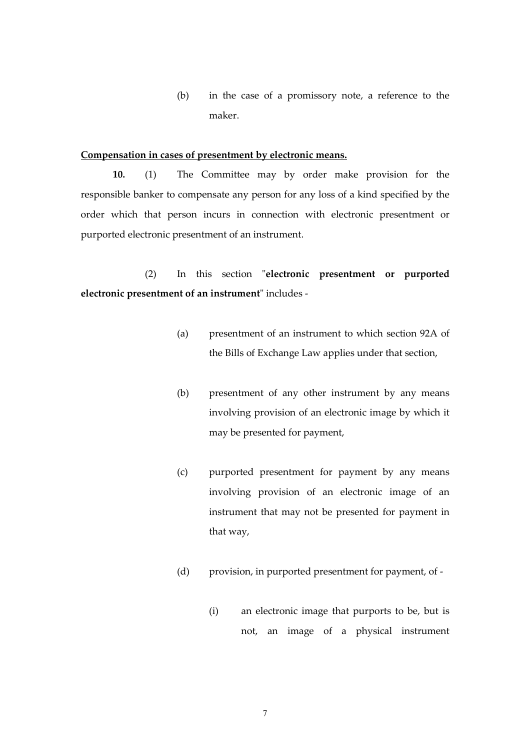(b) in the case of a promissory note, a reference to the maker.

**Compensation in cases of presentment by electronic means.**

**10.** (1) The Committee may by order make provision for the responsible banker to compensate any person for any loss of a kind specified by the order which that person incurs in connection with electronic presentment or purported electronic presentment of an instrument.

(2) In this section "**electronic presentment or purported electronic presentment of an instrument**" includes -

(a) presentment of an instrument to which section 92A of the Bills of Exchange Law applies under that section,

(b) presentment of any other instrument by any means involving provision of an electronic image by which it may be presented for payment,

(c) purported presentment for payment by any means involving provision of an electronic image of an instrument that may not be presented for payment in that way,

(d) provision, in purported presentment for payment, of -

(i) an electronic image that purports to be, but is not, an image of a physical instrument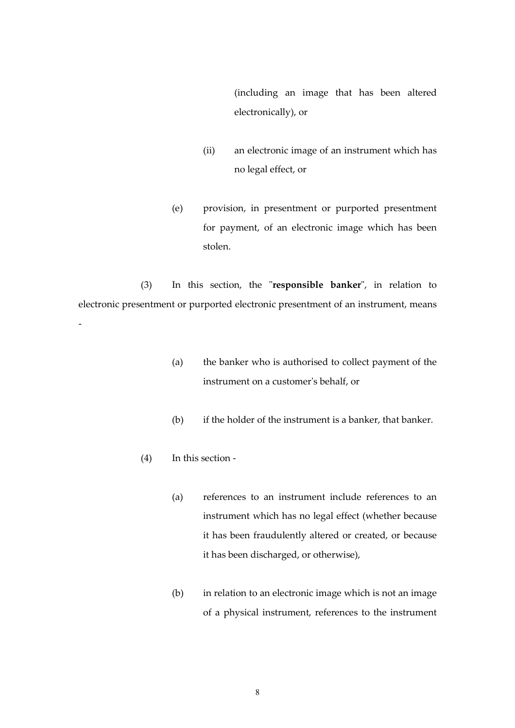(including an image that has been altered electronically), or

(ii) an electronic image of an instrument which has no legal effect, or

(e) provision, in presentment or purported presentment for payment, of an electronic image which has been stolen.

(3) In this section, the "**responsible banker**", in relation to electronic presentment or purported electronic presentment of an instrument, means -

(a) the banker who is authorised to collect payment of the instrument on a customer's behalf, or

(b) if the holder of the instrument is a banker, that banker.

(4) In this section -

(a) references to an instrument include references to an instrument which has no legal effect (whether because it has been fraudulently altered or created, or because it has been discharged, or otherwise),

(b) in relation to an electronic image which is not an image of a physical instrument, references to the instrument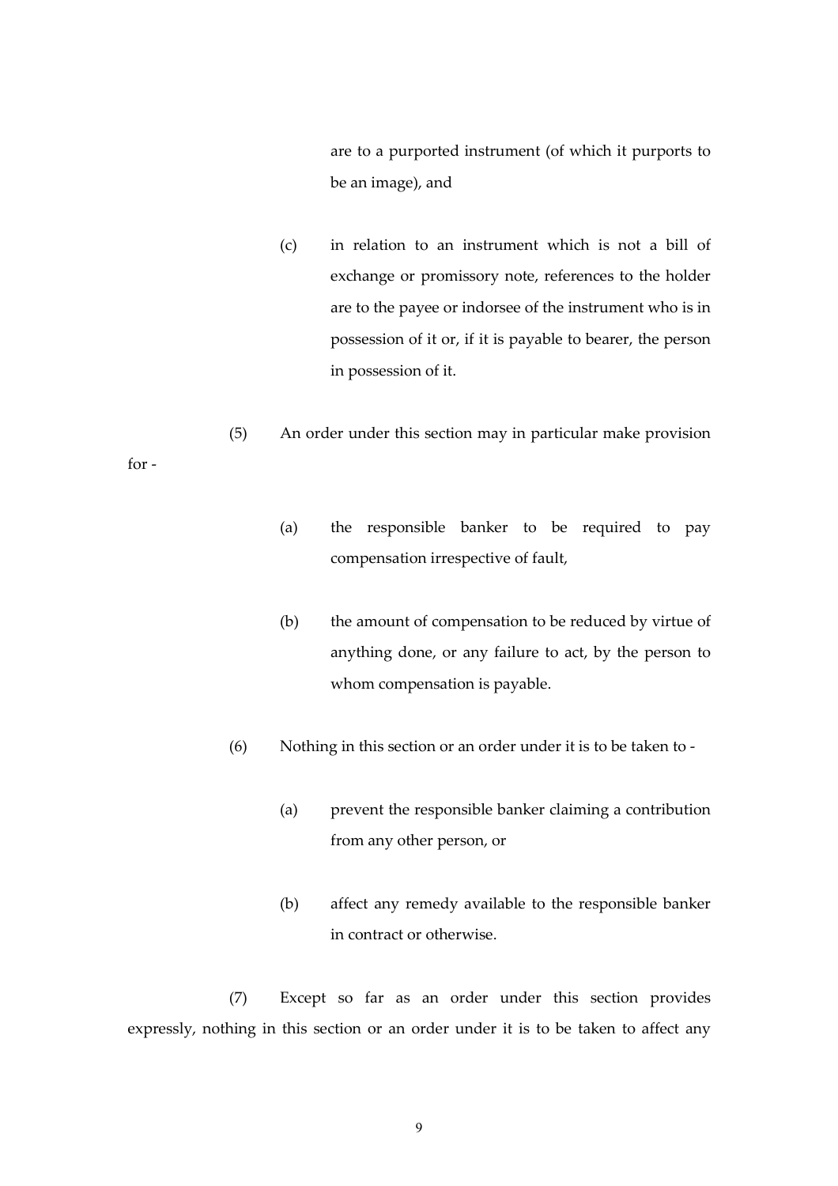are to a purported instrument (of which it purports to be an image), and

(c) in relation to an instrument which is not a bill of exchange or promissory note, references to the holder are to the payee or indorsee of the instrument who is in possession of it or, if it is payable to bearer, the person in possession of it.

(5) An order under this section may in particular make provision for -

(a) the responsible banker to be required to pay compensation irrespective of fault,

(b) the amount of compensation to be reduced by virtue of anything done, or any failure to act, by the person to whom compensation is payable.

(6) Nothing in this section or an order under it is to be taken to -

(a) prevent the responsible banker claiming a contribution from any other person, or

(b) affect any remedy available to the responsible banker in contract or otherwise.

(7) Except so far as an order under this section provides expressly, nothing in this section or an order under it is to be taken to affect any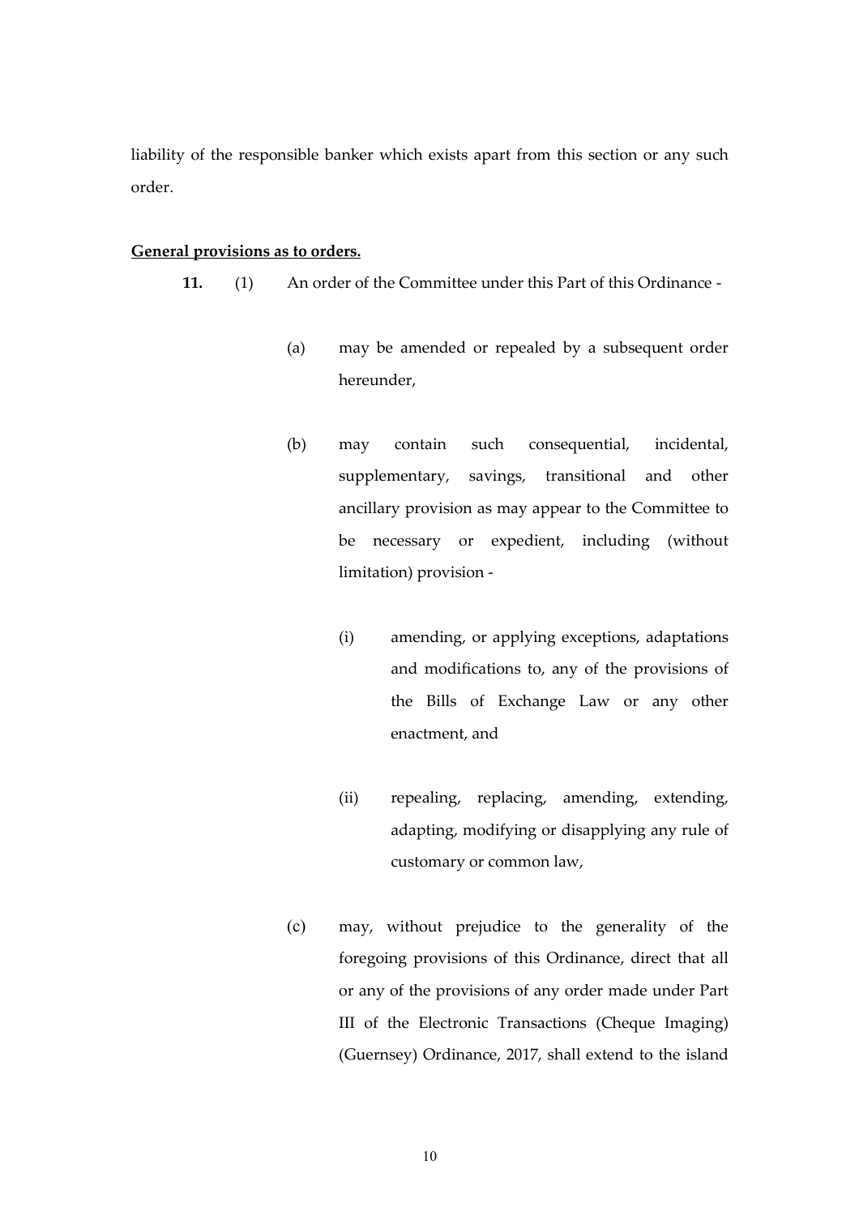liability of the responsible banker which exists apart from this section or any such order.

**General provisions as to orders.**

**11.** (1) An order of the Committee under this Part of this Ordinance -

(a) may be amended or repealed by a subsequent order hereunder,

(b) may contain such consequential, incidental, supplementary, savings, transitional and other ancillary provision as may appear to the Committee to be necessary or expedient, including (without limitation) provision -

(i) amending, or applying exceptions, adaptations and modifications to, any of the provisions of the Bills of Exchange Law or any other enactment, and

(ii) repealing, replacing, amending, extending, adapting, modifying or disapplying any rule of customary or common law,

(c) may, without prejudice to the generality of the foregoing provisions of this Ordinance, direct that all or any of the provisions of any order made under Part III of the Electronic Transactions (Cheque Imaging) (Guernsey) Ordinance, 2017, shall extend to the island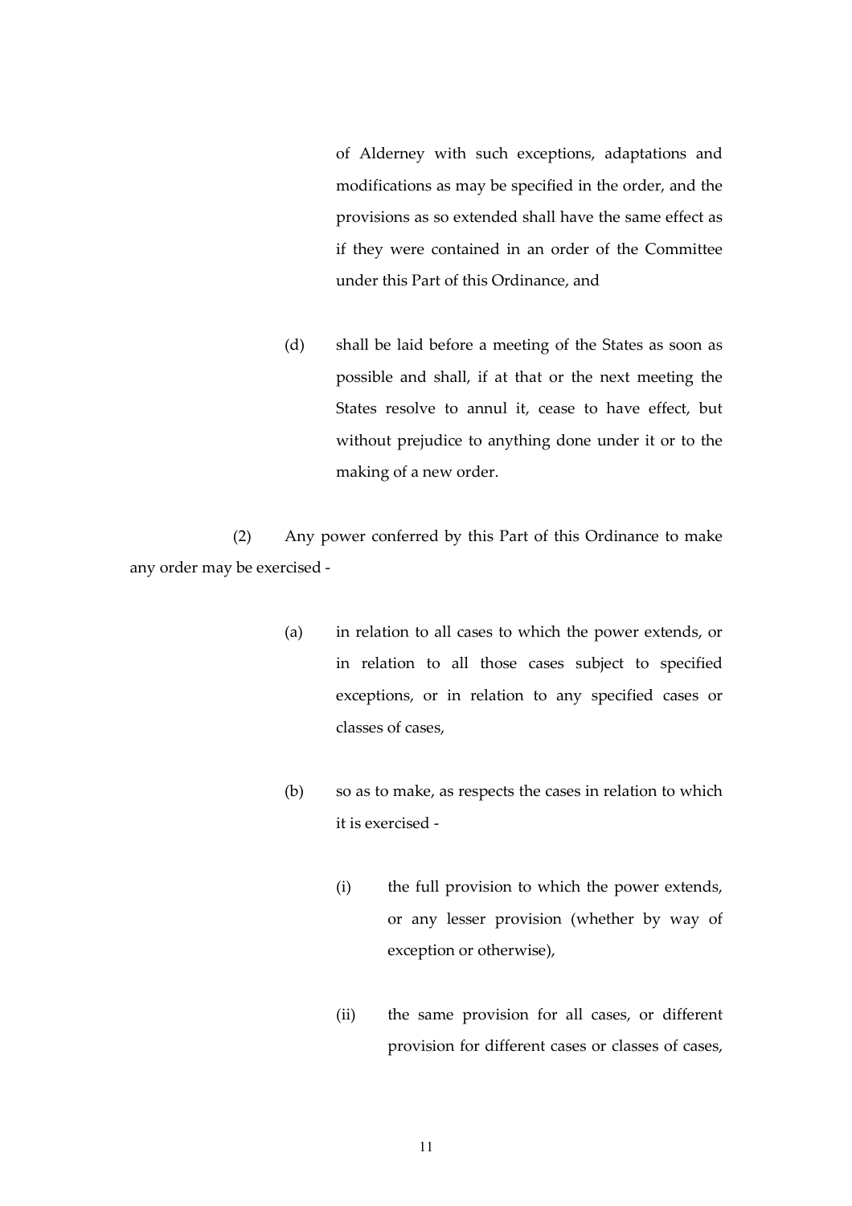of Alderney with such exceptions, adaptations and modifications as may be specified in the order, and the provisions as so extended shall have the same effect as if they were contained in an order of the Committee under this Part of this Ordinance, and

(d) shall be laid before a meeting of the States as soon as possible and shall, if at that or the next meeting the States resolve to annul it, cease to have effect, but without prejudice to anything done under it or to the making of a new order.

(2) Any power conferred by this Part of this Ordinance to make any order may be exercised -

(a) in relation to all cases to which the power extends, or in relation to all those cases subject to specified exceptions, or in relation to any specified cases or classes of cases,

(b) so as to make, as respects the cases in relation to which it is exercised -

(i) the full provision to which the power extends, or any lesser provision (whether by way of exception or otherwise),

(ii) the same provision for all cases, or different provision for different cases or classes of cases,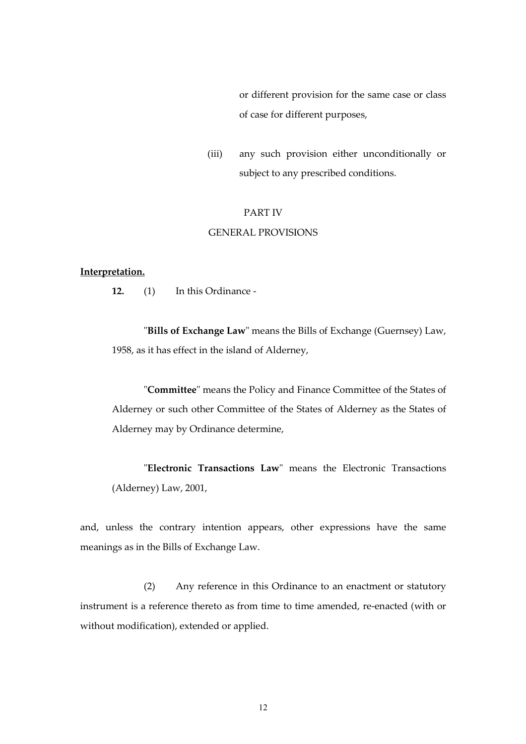or different provision for the same case or class of case for different purposes,

(iii) any such provision either unconditionally or subject to any prescribed conditions.

## PART IV

## GENERAL PROVISIONS

**Interpretation.**

**12.** (1) In this Ordinance -

"**Bills of Exchange Law**" means the Bills of Exchange (Guernsey) Law, 1958, as it has effect in the island of Alderney,

"**Committee**" means the Policy and Finance Committee of the States of Alderney or such other Committee of the States of Alderney as the States of Alderney may by Ordinance determine,

"**Electronic Transactions Law**" means the Electronic Transactions (Alderney) Law, 2001,

and, unless the contrary intention appears, other expressions have the same meanings as in the Bills of Exchange Law.

(2) Any reference in this Ordinance to an enactment or statutory instrument is a reference thereto as from time to time amended, re-enacted (with or without modification), extended or applied.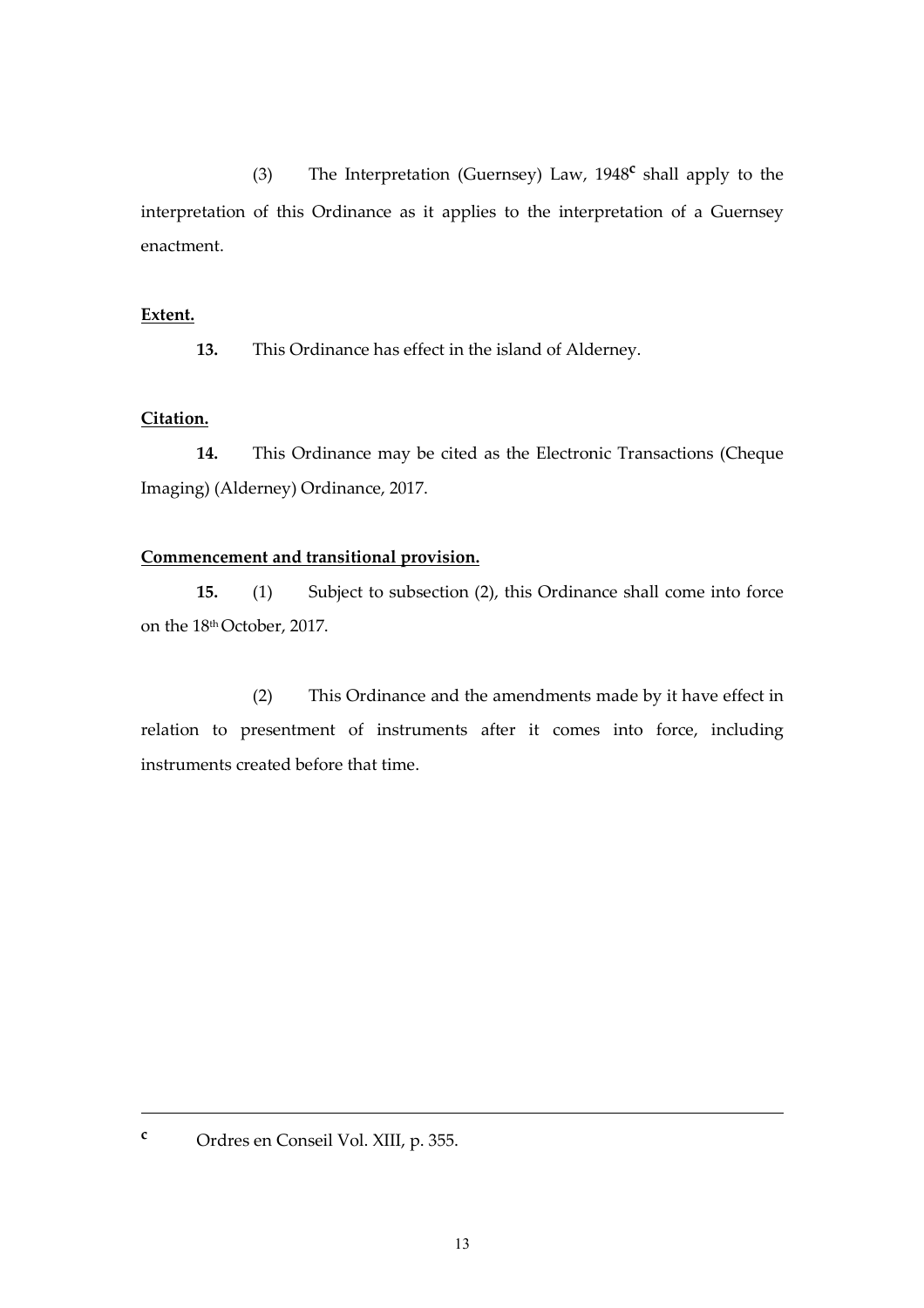(3) The Interpretation (Guernsey) Law, 1948[c] shall apply to the interpretation of this Ordinance as it applies to the interpretation of a Guernsey enactment.

**Extent.**

**13.** This Ordinance has effect in the island of Alderney.

**Citation.**

**14.** This Ordinance may be cited as the Electronic Transactions (Cheque Imaging) (Alderney) Ordinance, 2017.

**Commencement and transitional provision.**

**15.** (1) Subject to subsection (2), this Ordinance shall come into force on the 18th October, 2017.

(2) This Ordinance and the amendments made by it have effect in relation to presentment of instruments after it comes into force, including instruments created before that time.

---

[c] Ordres en Conseil Vol. XIII, p. 355.